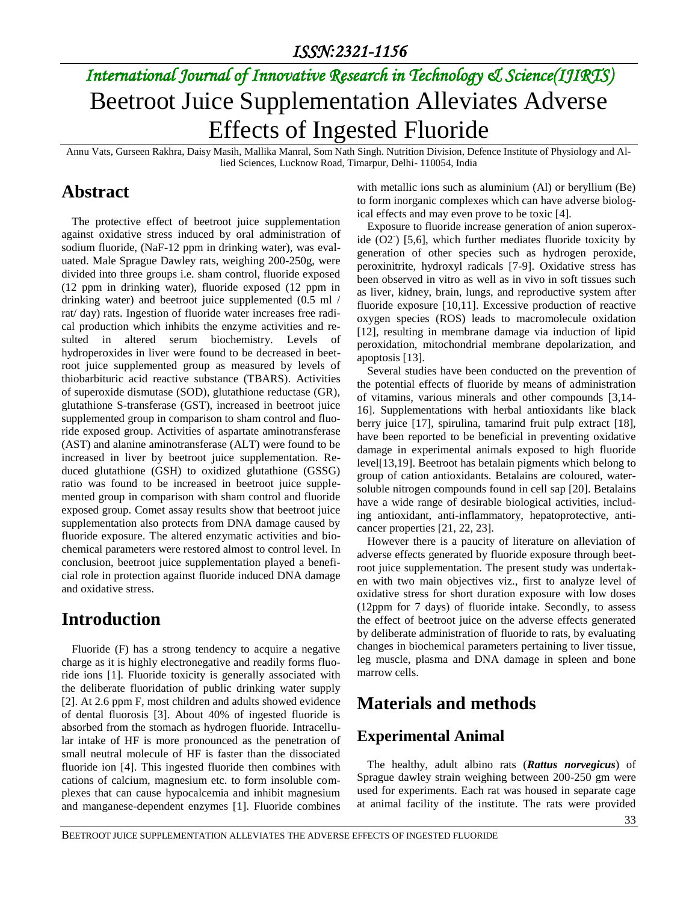# International Journal of Innovative Research in Technology & Science(IJIRTS)

# Beetroot Juice Supplementation Alleviates Adverse Effects of Ingested Fluoride

Annu Vats, Gurseen Rakhra, Daisy Masih, Mallika Manral, Som Nath Singh. Nutrition Division, Defence Institute of Physiology and Allied Sciences, Lucknow Road, Timarpur, Delhi- 110054, India

## Abstract

The protective effect of beetroot juice supplementation against oxidative stress induced by oral administration of sodium fluoride, (NaF-12 ppm in drinking water), was evaluated. Male Sprague Dawley rats, weighing 200-250g, were divided into three groups i.e. sham control, fluoride exposed (12 ppm in drinking water), fluoride exposed (12 ppm in drinking water) and beetroot juice supplemented (0.5 ml / rat/ day) rats. Ingestion of fluoride water increases free radical production which inhibits the enzyme activities and resulted in altered serum biochemistry. Levels of hydroperoxides in liver were found to be decreased in beetroot juice supplemented group as measured by levels of thiobarbituric acid reactive substance (TBARS). Activities of superoxide dismutase (SOD), glutathione reductase (GR), glutathione S-transferase (GST), increased in beetroot juice supplemented group in comparison to sham control and fluoride exposed group. Activities of aspartate aminotransferase (AST) and alanine aminotransferase (ALT) were found to be increased in liver by beetroot juice supplementation. Reduced glutathione (GSH) to oxidized glutathione (GSSG) ratio was found to be increased in beetroot juice supplemented group in comparison with sham control and fluoride exposed group. Comet assay results show that beetroot juice supplementation also protects from DNA damage caused by fluoride exposure. The altered enzymatic activities and biochemical parameters were restored almost to control level. In conclusion, beetroot juice supplementation played a beneficial role in protection against fluoride induced DNA damage and oxidative stress.

## Introduction

Fluoride (F) has a strong tendency to acquire a negative charge as it is highly electronegative and readily forms fluoride ions [1]. Fluoride toxicity is generally associated with the deliberate fluoridation of public drinking water supply [2]. At 2.6 ppm F, most children and adults showed evidence of dental fluorosis [3]. About 40% of ingested fluoride is absorbed from the stomach as hydrogen fluoride. Intracellular intake of HF is more pronounced as the penetration of small neutral molecule of HF is faster than the dissociated fluoride ion [4]. This ingested fluoride then combines with cations of calcium, magnesium etc. to form insoluble complexes that can cause hypocalcemia and inhibit magnesium and manganese-dependent enzymes [1]. Fluoride combines with metallic ions such as aluminium (Al) or beryllium (Be) to form inorganic complexes which can have adverse biological effects and may even prove to be toxic [4].

Exposure to fluoride increase generation of anion superoxide ($O_2^-$) [5,6], which further mediates fluoride toxicity by generation of other species such as hydrogen peroxide, peroxinitrite, hydroxyl radicals [7-9]. Oxidative stress has been observed in vitro as well as in vivo in soft tissues such as liver, kidney, brain, lungs, and reproductive system after fluoride exposure [10,11]. Excessive production of reactive oxygen species (ROS) leads to macromolecule oxidation [12], resulting in membrane damage via induction of lipid peroxidation, mitochondrial membrane depolarization, and apoptosis [13].

Several studies have been conducted on the prevention of the potential effects of fluoride by means of administration of vitamins, various minerals and other compounds [3,14-16]. Supplementations with herbal antioxidants like black berry juice [17], spirulina, tamarind fruit pulp extract [18], have been reported to be beneficial in preventing oxidative damage in experimental animals exposed to high fluoride level[13,19]. Beetroot has betalain pigments which belong to group of cation antioxidants. Betalains are coloured, water-soluble nitrogen compounds found in cell sap [20]. Betalains have a wide range of desirable biological activities, including antioxidant, anti-inflammatory, hepatoprotective, anticancer properties [21, 22, 23].

However there is a paucity of literature on alleviation of adverse effects generated by fluoride exposure through beetroot juice supplementation. The present study was undertaken with two main objectives viz., first to analyze level of oxidative stress for short duration exposure with low doses (12ppm for 7 days) of fluoride intake. Secondly, to assess the effect of beetroot juice on the adverse effects generated by deliberate administration of fluoride to rats, by evaluating changes in biochemical parameters pertaining to liver tissue, leg muscle, plasma and DNA damage in spleen and bone marrow cells.

## Materials and methods

### Experimental Animal

The healthy, adult albino rats (***Rattus norvegicus***) of Sprague dawley strain weighing between 200-250 gm were used for experiments. Each rat was housed in separate cage at animal facility of the institute. The rats were provided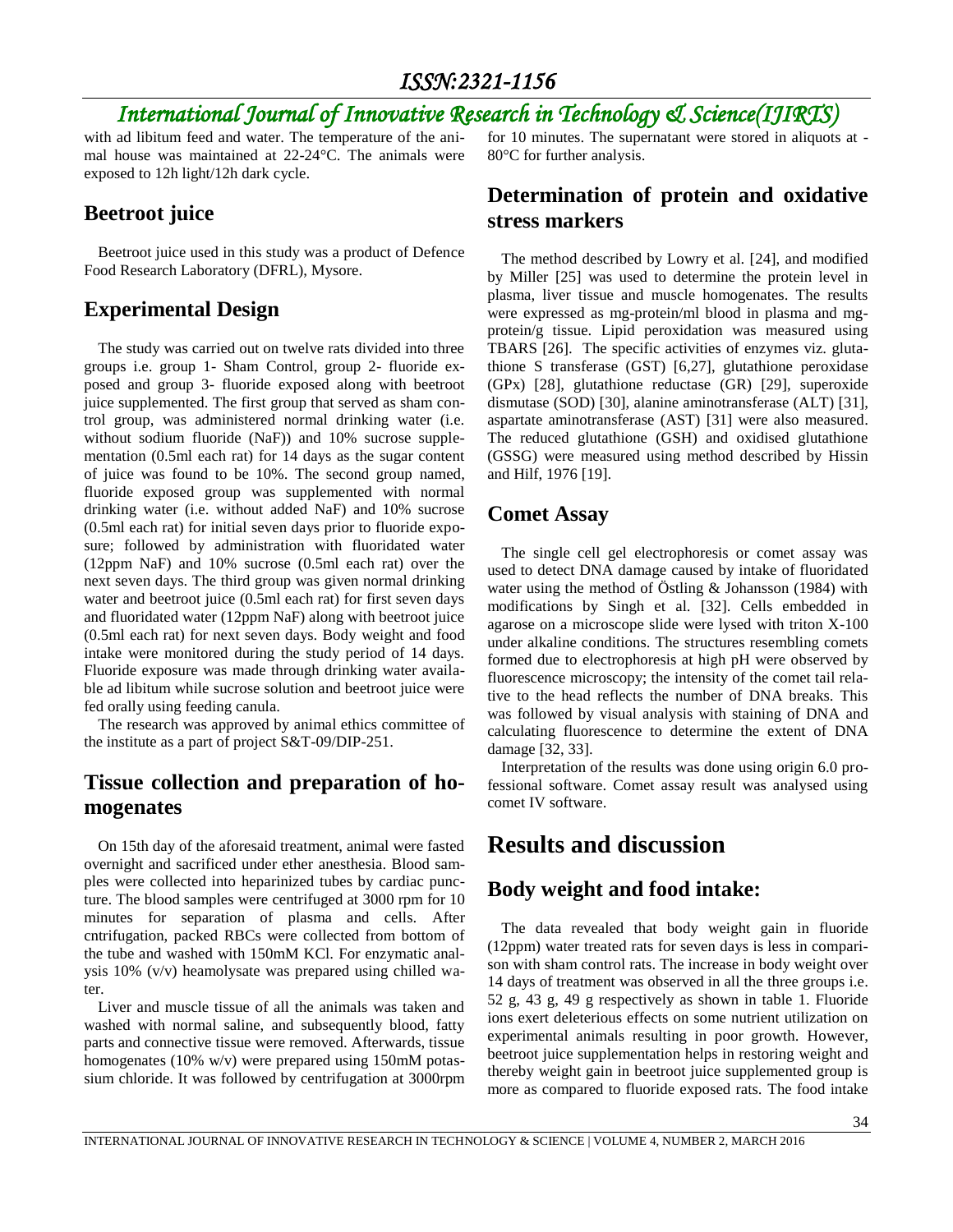with ad libitum feed and water. The temperature of the animal house was maintained at 22-24°C. The animals were exposed to 12h light/12h dark cycle.

## Beetroot juice

Beetroot juice used in this study was a product of Defence Food Research Laboratory (DFRL), Mysore.

## Experimental Design

The study was carried out on twelve rats divided into three groups i.e. group 1- Sham Control, group 2- fluoride exposed and group 3- fluoride exposed along with beetroot juice supplemented. The first group that served as sham control group, was administered normal drinking water (i.e. without sodium fluoride (NaF)) and 10% sucrose supplementation (0.5ml each rat) for 14 days as the sugar content of juice was found to be 10%. The second group named, fluoride exposed group was supplemented with normal drinking water (i.e. without added NaF) and 10% sucrose (0.5ml each rat) for initial seven days prior to fluoride exposure; followed by administration with fluoridated water (12ppm NaF) and 10% sucrose (0.5ml each rat) over the next seven days. The third group was given normal drinking water and beetroot juice (0.5ml each rat) for first seven days and fluoridated water (12ppm NaF) along with beetroot juice (0.5ml each rat) for next seven days. Body weight and food intake were monitored during the study period of 14 days. Fluoride exposure was made through drinking water available ad libitum while sucrose solution and beetroot juice were fed orally using feeding canula.

The research was approved by animal ethics committee of the institute as a part of project S&T-09/DIP-251.

## Tissue collection and preparation of homogenates

On 15th day of the aforesaid treatment, animal were fasted overnight and sacrificed under ether anesthesia. Blood samples were collected into heparinized tubes by cardiac puncture. The blood samples were centrifuged at 3000 rpm for 10 minutes for separation of plasma and cells. After cntrifugation, packed RBCs were collected from bottom of the tube and washed with 150mM KCl. For enzymatic analysis 10% (v/v) heamolysate was prepared using chilled water.

Liver and muscle tissue of all the animals was taken and washed with normal saline, and subsequently blood, fatty parts and connective tissue were removed. Afterwards, tissue homogenates (10% w/v) were prepared using 150mM potassium chloride. It was followed by centrifugation at 3000rpm for 10 minutes. The supernatant were stored in aliquots at -80°C for further analysis.

## Determination of protein and oxidative stress markers

The method described by Lowry et al. [24], and modified by Miller [25] was used to determine the protein level in plasma, liver tissue and muscle homogenates. The results were expressed as mg-protein/ml blood in plasma and mg-protein/g tissue. Lipid peroxidation was measured using TBARS [26]. The specific activities of enzymes viz. glutathione S transferase (GST) [6,27], glutathione peroxidase (GPx) [28], glutathione reductase (GR) [29], superoxide dismutase (SOD) [30], alanine aminotransferase (ALT) [31], aspartate aminotransferase (AST) [31] were also measured. The reduced glutathione (GSH) and oxidised glutathione (GSSG) were measured using method described by Hissin and Hilf, 1976 [19].

## Comet Assay

The single cell gel electrophoresis or comet assay was used to detect DNA damage caused by intake of fluoridated water using the method of Östling & Johansson (1984) with modifications by Singh et al. [32]. Cells embedded in agarose on a microscope slide were lysed with triton X-100 under alkaline conditions. The structures resembling comets formed due to electrophoresis at high pH were observed by fluorescence microscopy; the intensity of the comet tail relative to the head reflects the number of DNA breaks. This was followed by visual analysis with staining of DNA and calculating fluorescence to determine the extent of DNA damage [32, 33].

Interpretation of the results was done using origin 6.0 professional software. Comet assay result was analysed using comet IV software.

# Results and discussion

## Body weight and food intake:

The data revealed that body weight gain in fluoride (12ppm) water treated rats for seven days is less in comparison with sham control rats. The increase in body weight over 14 days of treatment was observed in all the three groups i.e. 52 g, 43 g, 49 g respectively as shown in table 1. Fluoride ions exert deleterious effects on some nutrient utilization on experimental animals resulting in poor growth. However, beetroot juice supplementation helps in restoring weight and thereby weight gain in beetroot juice supplemented group is more as compared to fluoride exposed rats. The food intake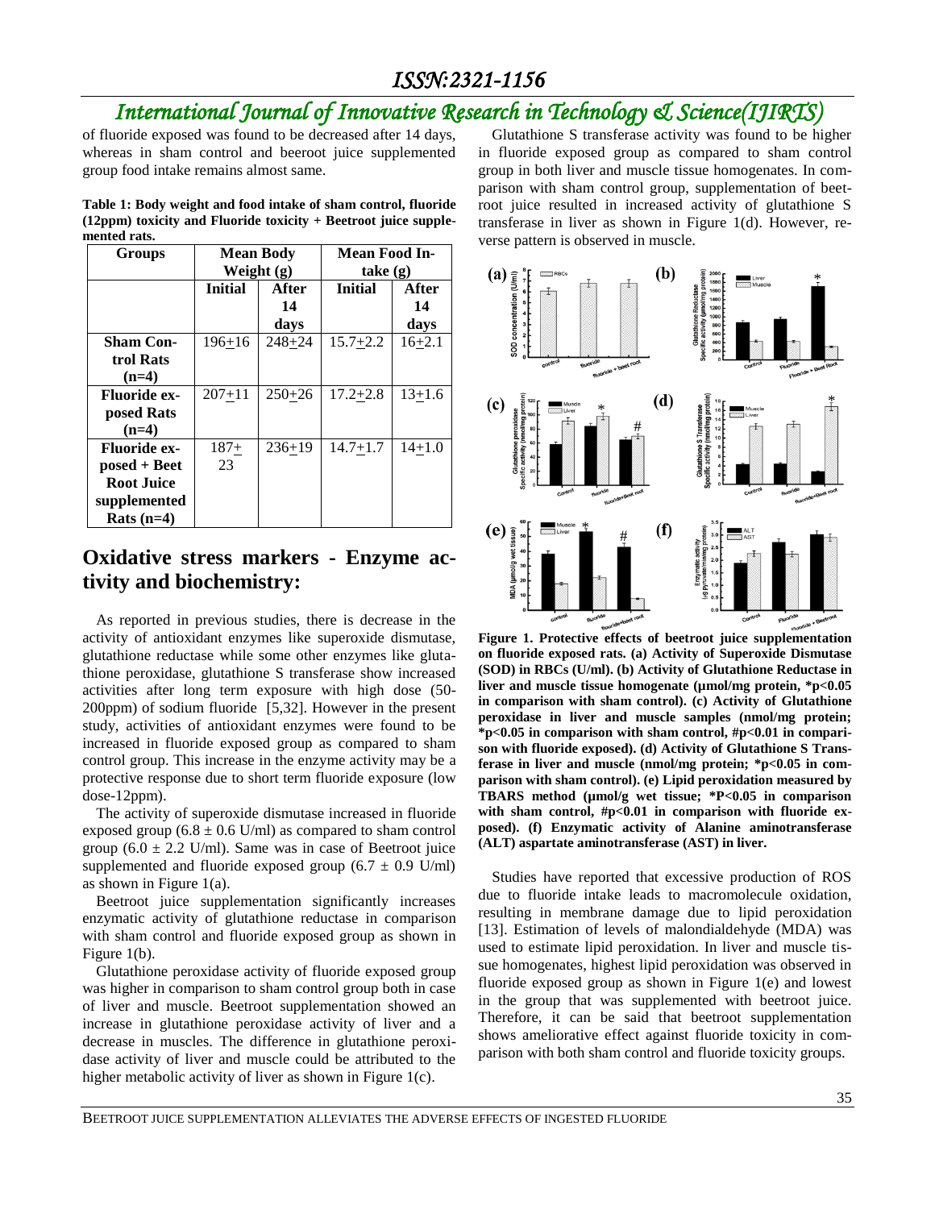of fluoride exposed was found to be decreased after 14 days, whereas in sham control and beeroot juice supplemented group food intake remains almost same.

**Table 1: Body weight and food intake of sham control, fluoride (12ppm) toxicity and Fluoride toxicity + Beetroot juice supplemented rats.**

| Groups | Mean Body Weight (g) | | Mean Food Intake (g) | |
|---|---|---|---|---|
| | Initial | After 14 days | Initial | After 14 days |
| **Sham Control Rats (n=4)** | 196+16 | 248+24 | 15.7+2.2 | 16+2.1 |
| **Fluoride exposed Rats (n=4)** | 207+11 | 250+26 | 17.2+2.8 | 13+1.6 |
| **Fluoride exposed + Beet Root Juice supplemented Rats (n=4)** | 187+ 23 | 236+19 | 14.7+1.7 | 14+1.0 |

## Oxidative stress markers - Enzyme activity and biochemistry:

As reported in previous studies, there is decrease in the activity of antioxidant enzymes like superoxide dismutase, glutathione reductase while some other enzymes like glutathione peroxidase, glutathione S transferase show increased activities after long term exposure with high dose (50-200ppm) of sodium fluoride [5,32]. However in the present study, activities of antioxidant enzymes were found to be increased in fluoride exposed group as compared to sham control group. This increase in the enzyme activity may be a protective response due to short term fluoride exposure (low dose-12ppm).

The activity of superoxide dismutase increased in fluoride exposed group ($6.8 \pm 0.6$ U/ml) as compared to sham control group ($6.0 \pm 2.2$ U/ml). Same was in case of Beetroot juice supplemented and fluoride exposed group ($6.7 \pm 0.9$ U/ml) as shown in Figure 1(a).

Beetroot juice supplementation significantly increases enzymatic activity of glutathione reductase in comparison with sham control and fluoride exposed group as shown in Figure 1(b).

Glutathione peroxidase activity of fluoride exposed group was higher in comparison to sham control group both in case of liver and muscle. Beetroot supplementation showed an increase in glutathione peroxidase activity of liver and a decrease in muscles. The difference in glutathione peroxidase activity of liver and muscle could be attributed to the higher metabolic activity of liver as shown in Figure 1(c).

Glutathione S transferase activity was found to be higher in fluoride exposed group as compared to sham control group in both liver and muscle tissue homogenates. In comparison with sham control group, supplementation of beetroot juice resulted in increased activity of glutathione S transferase in liver as shown in Figure 1(d). However, reverse pattern is observed in muscle.

**Figure 1. Protective effects of beetroot juice supplementation on fluoride exposed rats. (a) Activity of Superoxide Dismutase (SOD) in RBCs (U/ml). (b) Activity of Glutathione Reductase in liver and muscle tissue homogenate (μmol/mg protein, *$p<0.05$ in comparison with sham control). (c) Activity of Glutathione peroxidase in liver and muscle samples (nmol/mg protein; *$p<0.05$ in comparison with sham control, #$p<0.01$ in comparison with fluoride exposed). (d) Activity of Glutathione S Transferase in liver and muscle (nmol/mg protein; *$p<0.05$ in comparison with sham control). (e) Lipid peroxidation measured by TBARS method (μmol/g wet tissue; *$P<0.05$ in comparison with sham control, #$p<0.01$ in comparison with fluoride exposed). (f) Enzymatic activity of Alanine aminotransferase (ALT) aspartate aminotransferase (AST) in liver.**

Studies have reported that excessive production of ROS due to fluoride intake leads to macromolecule oxidation, resulting in membrane damage due to lipid peroxidation [13]. Estimation of levels of malondialdehyde (MDA) was used to estimate lipid peroxidation. In liver and muscle tissue homogenates, highest lipid peroxidation was observed in fluoride exposed group as shown in Figure 1(e) and lowest in the group that was supplemented with beetroot juice. Therefore, it can be said that beetroot supplementation shows ameliorative effect against fluoride toxicity in comparison with both sham control and fluoride toxicity groups.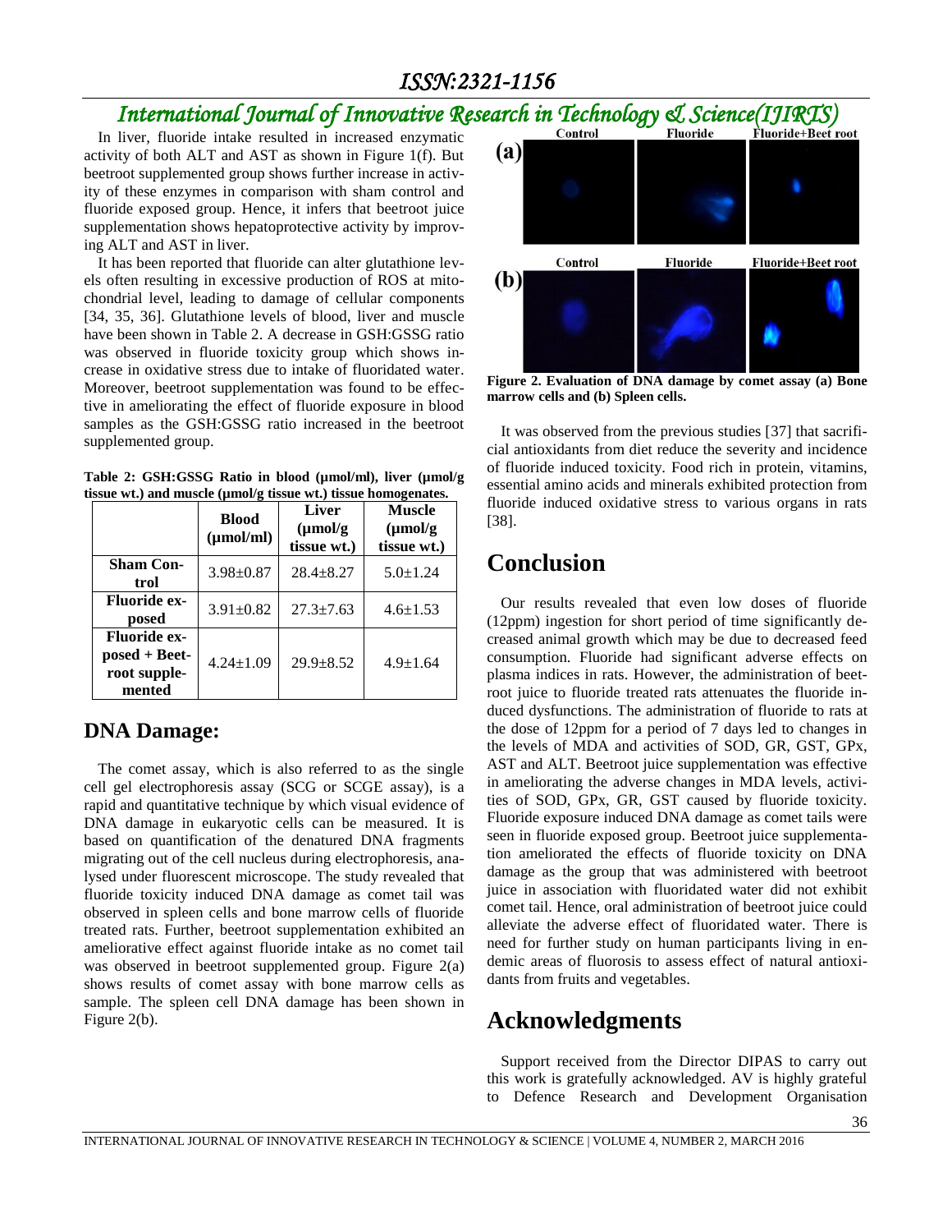In liver, fluoride intake resulted in increased enzymatic activity of both ALT and AST as shown in Figure 1(f). But beetroot supplemented group shows further increase in activity of these enzymes in comparison with sham control and fluoride exposed group. Hence, it infers that beetroot juice supplementation shows hepatoprotective activity by improving ALT and AST in liver.

It has been reported that fluoride can alter glutathione levels often resulting in excessive production of ROS at mitochondrial level, leading to damage of cellular components [34, 35, 36]. Glutathione levels of blood, liver and muscle have been shown in Table 2. A decrease in GSH:GSSG ratio was observed in fluoride toxicity group which shows increase in oxidative stress due to intake of fluoridated water. Moreover, beetroot supplementation was found to be effective in ameliorating the effect of fluoride exposure in blood samples as the GSH:GSSG ratio increased in the beetroot supplemented group.

**Table 2: GSH:GSSG Ratio in blood (µmol/ml), liver (µmol/g tissue wt.) and muscle (µmol/g tissue wt.) tissue homogenates.**

| | Blood (µmol/ml) | Liver (µmol/g tissue wt.) | Muscle (µmol/g tissue wt.) |
|---|---|---|---|
| **Sham Control** | 3.98±0.87 | 28.4±8.27 | 5.0±1.24 |
| **Fluoride exposed** | 3.91±0.82 | 27.3±7.63 | 4.6±1.53 |
| **Fluoride exposed + Beetroot supplemented** | 4.24±1.09 | 29.9±8.52 | 4.9±1.64 |

## DNA Damage:

The comet assay, which is also referred to as the single cell gel electrophoresis assay (SCG or SCGE assay), is a rapid and quantitative technique by which visual evidence of DNA damage in eukaryotic cells can be measured. It is based on quantification of the denatured DNA fragments migrating out of the cell nucleus during electrophoresis, analysed under fluorescent microscope. The study revealed that fluoride toxicity induced DNA damage as comet tail was observed in spleen cells and bone marrow cells of fluoride treated rats. Further, beetroot supplementation exhibited an ameliorative effect against fluoride intake as no comet tail was observed in beetroot supplemented group. Figure 2(a) shows results of comet assay with bone marrow cells as sample. The spleen cell DNA damage has been shown in Figure 2(b).

**Figure 2. Evaluation of DNA damage by comet assay (a) Bone marrow cells and (b) Spleen cells.**

It was observed from the previous studies [37] that sacrificial antioxidants from diet reduce the severity and incidence of fluoride induced toxicity. Food rich in protein, vitamins, essential amino acids and minerals exhibited protection from fluoride induced oxidative stress to various organs in rats [38].

# Conclusion

Our results revealed that even low doses of fluoride (12ppm) ingestion for short period of time significantly decreased animal growth which may be due to decreased feed consumption. Fluoride had significant adverse effects on plasma indices in rats. However, the administration of beetroot juice to fluoride treated rats attenuates the fluoride induced dysfunctions. The administration of fluoride to rats at the dose of 12ppm for a period of 7 days led to changes in the levels of MDA and activities of SOD, GR, GST, GPx, AST and ALT. Beetroot juice supplementation was effective in ameliorating the adverse changes in MDA levels, activities of SOD, GPx, GR, GST caused by fluoride toxicity. Fluoride exposure induced DNA damage as comet tails were seen in fluoride exposed group. Beetroot juice supplementation ameliorated the effects of fluoride toxicity on DNA damage as the group that was administered with beetroot juice in association with fluoridated water did not exhibit comet tail. Hence, oral administration of beetroot juice could alleviate the adverse effect of fluoridated water. There is need for further study on human participants living in endemic areas of fluorosis to assess effect of natural antioxidants from fruits and vegetables.

# Acknowledgments

Support received from the Director DIPAS to carry out this work is gratefully acknowledged. AV is highly grateful to Defence Research and Development Organisation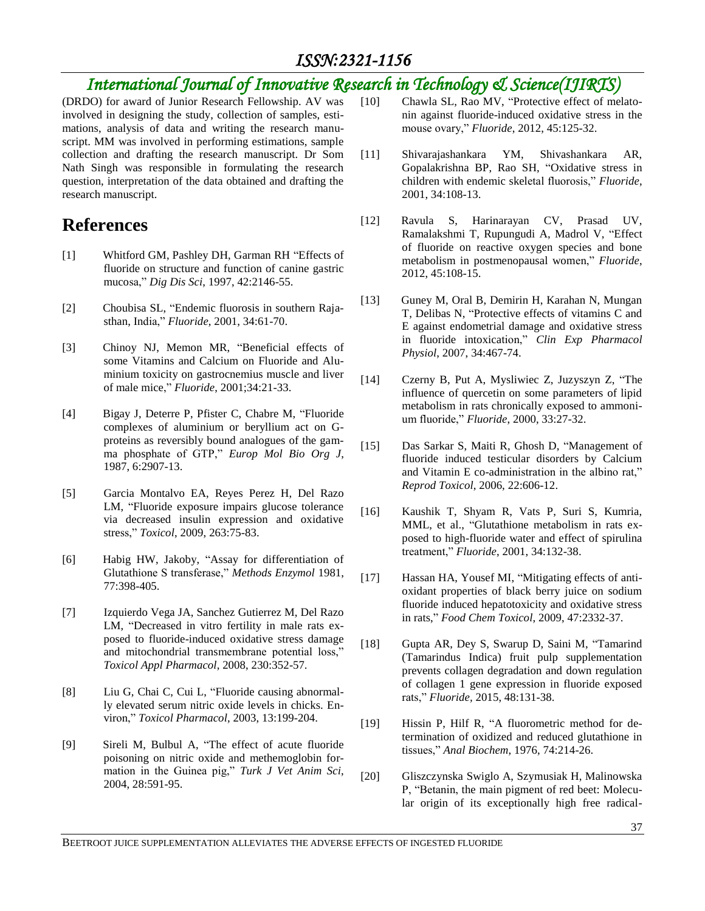(DRDO) for award of Junior Research Fellowship. AV was involved in designing the study, collection of samples, estimations, analysis of data and writing the research manuscript. MM was involved in performing estimations, sample collection and drafting the research manuscript. Dr Som Nath Singh was responsible in formulating the research question, interpretation of the data obtained and drafting the research manuscript.

## References

[1] Whitford GM, Pashley DH, Garman RH "Effects of fluoride on structure and function of canine gastric mucosa," *Dig Dis Sci*, 1997, 42:2146-55.

[2] Choubisa SL, "Endemic fluorosis in southern Rajasthan, India," *Fluoride*, 2001, 34:61-70.

[3] Chinoy NJ, Memon MR, "Beneficial effects of some Vitamins and Calcium on Fluoride and Aluminium toxicity on gastrocnemius muscle and liver of male mice," *Fluoride*, 2001;34:21-33.

[4] Bigay J, Deterre P, Pfister C, Chabre M, "Fluoride complexes of aluminium or beryllium act on G-proteins as reversibly bound analogues of the gamma phosphate of GTP," *Europ Mol Bio Org J*, 1987, 6:2907-13.

[5] Garcia Montalvo EA, Reyes Perez H, Del Razo LM, "Fluoride exposure impairs glucose tolerance via decreased insulin expression and oxidative stress," *Toxicol*, 2009, 263:75-83.

[6] Habig HW, Jakoby, "Assay for differentiation of Glutathione S transferase," *Methods Enzymol* 1981, 77:398-405.

[7] Izquierdo Vega JA, Sanchez Gutierrez M, Del Razo LM, "Decreased in vitro fertility in male rats exposed to fluoride-induced oxidative stress damage and mitochondrial transmembrane potential loss," *Toxicol Appl Pharmacol*, 2008, 230:352-57.

[8] Liu G, Chai C, Cui L, "Fluoride causing abnormally elevated serum nitric oxide levels in chicks. Environ," *Toxicol Pharmacol*, 2003, 13:199-204.

[9] Sireli M, Bulbul A, "The effect of acute fluoride poisoning on nitric oxide and methemoglobin formation in the Guinea pig," *Turk J Vet Anim Sci*, 2004, 28:591-95.

[10] Chawla SL, Rao MV, "Protective effect of melatonin against fluoride-induced oxidative stress in the mouse ovary," *Fluoride*, 2012, 45:125-32.

[11] Shivarajashankara YM, Shivashankara AR, Gopalakrishna BP, Rao SH, "Oxidative stress in children with endemic skeletal fluorosis," *Fluoride*, 2001, 34:108-13.

[12] Ravula S, Harinarayan CV, Prasad UV, Ramalakshmi T, Rupungudi A, Madrol V, "Effect of fluoride on reactive oxygen species and bone metabolism in postmenopausal women," *Fluoride*, 2012, 45:108-15.

[13] Guney M, Oral B, Demirin H, Karahan N, Mungan T, Delibas N, "Protective effects of vitamins C and E against endometrial damage and oxidative stress in fluoride intoxication," *Clin Exp Pharmacol Physiol*, 2007, 34:467-74.

[14] Czerny B, Put A, Mysliwiec Z, Juzyszyn Z, "The influence of quercetin on some parameters of lipid metabolism in rats chronically exposed to ammonium fluoride," *Fluoride*, 2000, 33:27-32.

[15] Das Sarkar S, Maiti R, Ghosh D, "Management of fluoride induced testicular disorders by Calcium and Vitamin E co-administration in the albino rat," *Reprod Toxicol*, 2006, 22:606-12.

[16] Kaushik T, Shyam R, Vats P, Suri S, Kumria, MML, et al., "Glutathione metabolism in rats exposed to high-fluoride water and effect of spirulina treatment," *Fluoride*, 2001, 34:132-38.

[17] Hassan HA, Yousef MI, "Mitigating effects of antioxidant properties of black berry juice on sodium fluoride induced hepatotoxicity and oxidative stress in rats," *Food Chem Toxicol*, 2009, 47:2332-37.

[18] Gupta AR, Dey S, Swarup D, Saini M, "Tamarind (Tamarindus Indica) fruit pulp supplementation prevents collagen degradation and down regulation of collagen 1 gene expression in fluoride exposed rats," *Fluoride*, 2015, 48:131-38.

[19] Hissin P, Hilf R, "A fluorometric method for determination of oxidized and reduced glutathione in tissues," *Anal Biochem*, 1976, 74:214-26.

[20] Gliszczynska Swiglo A, Szymusiak H, Malinowska P, "Betanin, the main pigment of red beet: Molecular origin of its exceptionally high free radical-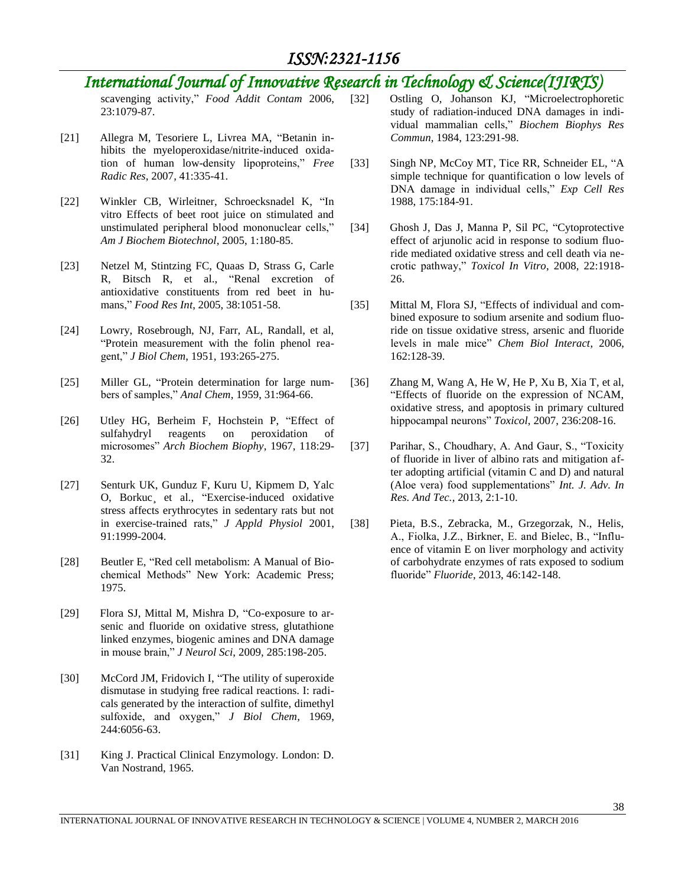scavenging activity," *Food Addit Contam* 2006, 23:1079-87.

[21] Allegra M, Tesoriere L, Livrea MA, "Betanin inhibits the myeloperoxidase/nitrite-induced oxidation of human low-density lipoproteins," *Free Radic Res*, 2007, 41:335-41.

[22] Winkler CB, Wirleitner, Schroecksnadel K, "In vitro Effects of beet root juice on stimulated and unstimulated peripheral blood mononuclear cells," *Am J Biochem Biotechnol*, 2005, 1:180-85.

[23] Netzel M, Stintzing FC, Quaas D, Strass G, Carle R, Bitsch R, et al., "Renal excretion of antioxidative constituents from red beet in humans," *Food Res Int*, 2005, 38:1051-58.

[24] Lowry, Rosebrough, NJ, Farr, AL, Randall, et al, "Protein measurement with the folin phenol reagent," *J Biol Chem*, 1951, 193:265-275.

[25] Miller GL, "Protein determination for large numbers of samples," *Anal Chem*, 1959, 31:964-66.

[26] Utley HG, Berheim F, Hochstein P, "Effect of sulfahydryl reagents on peroxidation of microsomes" *Arch Biochem Biophy*, 1967, 118:29-32.

[27] Senturk UK, Gunduz F, Kuru U, Kipmem D, Yalc O, Borkuc¸ et al., "Exercise-induced oxidative stress affects erythrocytes in sedentary rats but not in exercise-trained rats," *J Appld Physiol* 2001, 91:1999-2004.

[28] Beutler E, "Red cell metabolism: A Manual of Biochemical Methods" New York: Academic Press; 1975.

[29] Flora SJ, Mittal M, Mishra D, "Co-exposure to arsenic and fluoride on oxidative stress, glutathione linked enzymes, biogenic amines and DNA damage in mouse brain," *J Neurol Sci*, 2009, 285:198-205.

[30] McCord JM, Fridovich I, "The utility of superoxide dismutase in studying free radical reactions. I: radicals generated by the interaction of sulfite, dimethyl sulfoxide, and oxygen," *J Biol Chem*, 1969, 244:6056-63.

[31] King J. Practical Clinical Enzymology. London: D. Van Nostrand, 1965.

[32] Ostling O, Johanson KJ, "Microelectrophoretic study of radiation-induced DNA damages in individual mammalian cells," *Biochem Biophys Res Commun*, 1984, 123:291-98.

[33] Singh NP, McCoy MT, Tice RR, Schneider EL, "A simple technique for quantification o low levels of DNA damage in individual cells," *Exp Cell Res* 1988, 175:184-91.

[34] Ghosh J, Das J, Manna P, Sil PC, "Cytoprotective effect of arjunolic acid in response to sodium fluoride mediated oxidative stress and cell death via necrotic pathway," *Toxicol In Vitro*, 2008, 22:1918-26.

[35] Mittal M, Flora SJ, "Effects of individual and combined exposure to sodium arsenite and sodium fluoride on tissue oxidative stress, arsenic and fluoride levels in male mice" *Chem Biol Interact*, 2006, 162:128-39.

[36] Zhang M, Wang A, He W, He P, Xu B, Xia T, et al, "Effects of fluoride on the expression of NCAM, oxidative stress, and apoptosis in primary cultured hippocampal neurons" *Toxicol*, 2007, 236:208-16.

[37] Parihar, S., Choudhary, A. And Gaur, S., "Toxicity of fluoride in liver of albino rats and mitigation after adopting artificial (vitamin C and D) and natural (Aloe vera) food supplementations" *Int. J. Adv. In Res. And Tec.*, 2013, 2:1-10.

[38] Pieta, B.S., Zebracka, M., Grzegorzak, N., Helis, A., Fiolka, J.Z., Birkner, E. and Bielec, B., "Influence of vitamin E on liver morphology and activity of carbohydrate enzymes of rats exposed to sodium fluoride" *Fluoride*, 2013, 46:142-148.